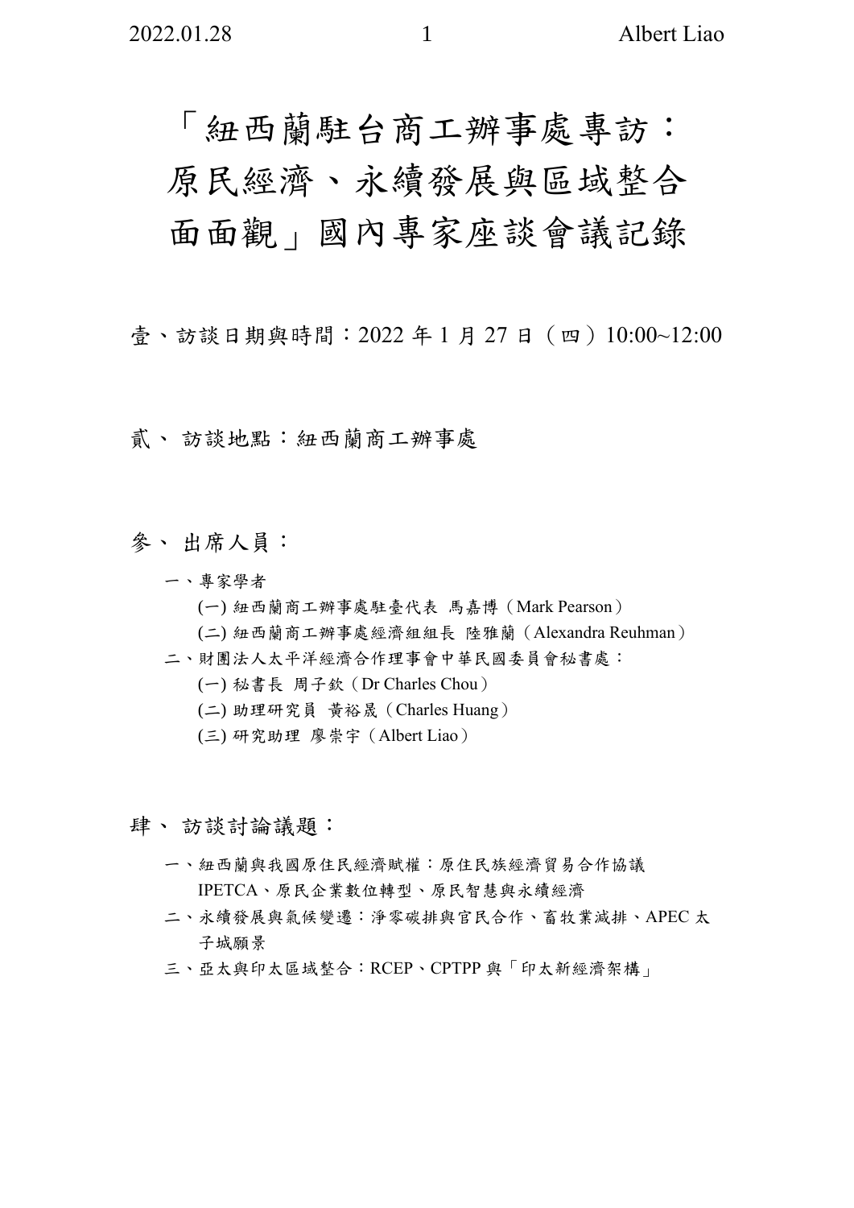# 「紐西蘭駐台商工辦事處專訪：原民經濟、永續發展與區域整合面面觀」國內專家座談會議記錄

壹、訪談日期與時間：2022 年 1 月 27 日（四）10:00~12:00

貳、 訪談地點：紐西蘭商工辦事處

參、 出席人員：

一、專家學者

(一) 紐西蘭商工辦事處駐臺代表 馬嘉博（Mark Pearson）

(二) 紐西蘭商工辦事處經濟組組長 陸雅蘭（Alexandra Reuhman）

二、財團法人太平洋經濟合作理事會中華民國委員會秘書處：

(一) 秘書長 周子欽（Dr Charles Chou）

(二) 助理研究員 黃裕晟（Charles Huang）

(三) 研究助理 廖崇宇（Albert Liao）

肆、 訪談討論議題：

一、紐西蘭與我國原住民經濟賦權：原住民族經濟貿易合作協議 IPETCA、原民企業數位轉型、原民智慧與永續經濟

二、永續發展與氣候變遷：淨零碳排與官民合作、畜牧業減排、APEC 太子城願景

三、亞太與印太區域整合：RCEP、CPTPP 與「印太新經濟架構」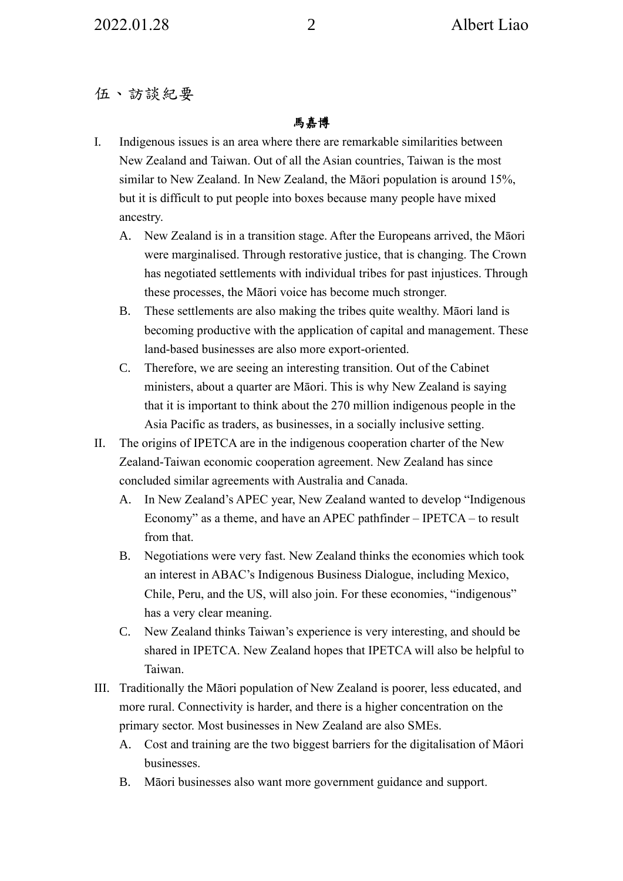## 伍、訪談紀要

**馬嘉博**

I. Indigenous issues is an area where there are remarkable similarities between New Zealand and Taiwan. Out of all the Asian countries, Taiwan is the most similar to New Zealand. In New Zealand, the Māori population is around 15%, but it is difficult to put people into boxes because many people have mixed ancestry.
   - A. New Zealand is in a transition stage. After the Europeans arrived, the Māori were marginalised. Through restorative justice, that is changing. The Crown has negotiated settlements with individual tribes for past injustices. Through these processes, the Māori voice has become much stronger.
   - B. These settlements are also making the tribes quite wealthy. Māori land is becoming productive with the application of capital and management. These land-based businesses are also more export-oriented.
   - C. Therefore, we are seeing an interesting transition. Out of the Cabinet ministers, about a quarter are Māori. This is why New Zealand is saying that it is important to think about the 270 million indigenous people in the Asia Pacific as traders, as businesses, in a socially inclusive setting.

II. The origins of IPETCA are in the indigenous cooperation charter of the New Zealand-Taiwan economic cooperation agreement. New Zealand has since concluded similar agreements with Australia and Canada.
   - A. In New Zealand's APEC year, New Zealand wanted to develop "Indigenous Economy" as a theme, and have an APEC pathfinder – IPETCA – to result from that.
   - B. Negotiations were very fast. New Zealand thinks the economies which took an interest in ABAC's Indigenous Business Dialogue, including Mexico, Chile, Peru, and the US, will also join. For these economies, "indigenous" has a very clear meaning.
   - C. New Zealand thinks Taiwan's experience is very interesting, and should be shared in IPETCA. New Zealand hopes that IPETCA will also be helpful to Taiwan.

III. Traditionally the Māori population of New Zealand is poorer, less educated, and more rural. Connectivity is harder, and there is a higher concentration on the primary sector. Most businesses in New Zealand are also SMEs.
   - A. Cost and training are the two biggest barriers for the digitalisation of Māori businesses.
   - B. Māori businesses also want more government guidance and support.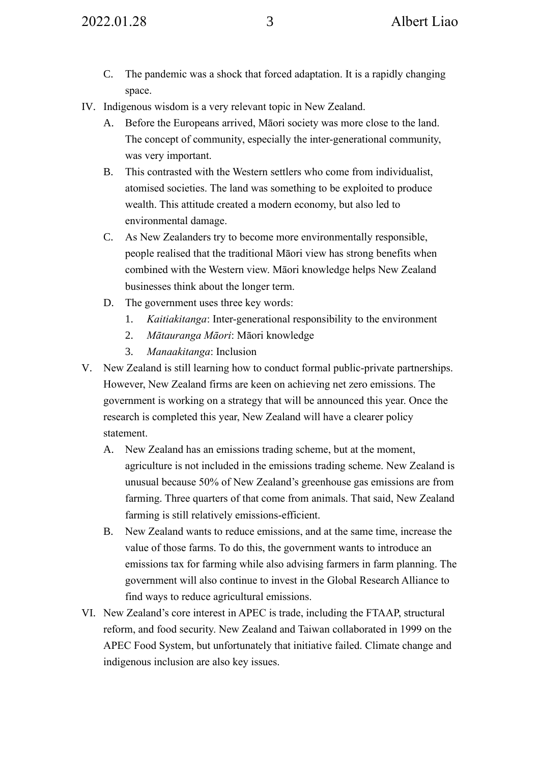C. The pandemic was a shock that forced adaptation. It is a rapidly changing space.

IV. Indigenous wisdom is a very relevant topic in New Zealand.

   A. Before the Europeans arrived, Māori society was more close to the land. The concept of community, especially the inter-generational community, was very important.

   B. This contrasted with the Western settlers who come from individualist, atomised societies. The land was something to be exploited to produce wealth. This attitude created a modern economy, but also led to environmental damage.

   C. As New Zealanders try to become more environmentally responsible, people realised that the traditional Māori view has strong benefits when combined with the Western view. Māori knowledge helps New Zealand businesses think about the longer term.

   D. The government uses three key words:

      1. *Kaitiakitanga*: Inter-generational responsibility to the environment
      2. *Mātauranga Māori*: Māori knowledge
      3. *Manaakitanga*: Inclusion

V. New Zealand is still learning how to conduct formal public-private partnerships. However, New Zealand firms are keen on achieving net zero emissions. The government is working on a strategy that will be announced this year. Once the research is completed this year, New Zealand will have a clearer policy statement.

   A. New Zealand has an emissions trading scheme, but at the moment, agriculture is not included in the emissions trading scheme. New Zealand is unusual because 50% of New Zealand's greenhouse gas emissions are from farming. Three quarters of that come from animals. That said, New Zealand farming is still relatively emissions-efficient.

   B. New Zealand wants to reduce emissions, and at the same time, increase the value of those farms. To do this, the government wants to introduce an emissions tax for farming while also advising farmers in farm planning. The government will also continue to invest in the Global Research Alliance to find ways to reduce agricultural emissions.

VI. New Zealand's core interest in APEC is trade, including the FTAAP, structural reform, and food security. New Zealand and Taiwan collaborated in 1999 on the APEC Food System, but unfortunately that initiative failed. Climate change and indigenous inclusion are also key issues.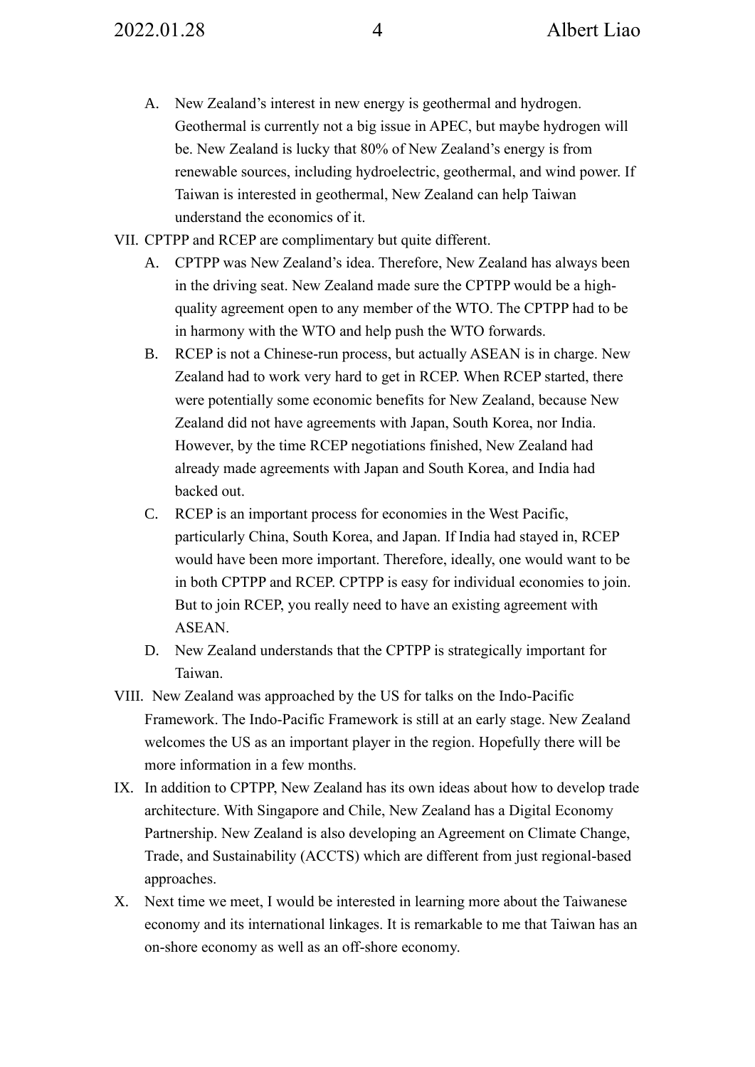A. New Zealand's interest in new energy is geothermal and hydrogen. Geothermal is currently not a big issue in APEC, but maybe hydrogen will be. New Zealand is lucky that 80% of New Zealand's energy is from renewable sources, including hydroelectric, geothermal, and wind power. If Taiwan is interested in geothermal, New Zealand can help Taiwan understand the economics of it.

VII. CPTPP and RCEP are complimentary but quite different.

A. CPTPP was New Zealand's idea. Therefore, New Zealand has always been in the driving seat. New Zealand made sure the CPTPP would be a high-quality agreement open to any member of the WTO. The CPTPP had to be in harmony with the WTO and help push the WTO forwards.

B. RCEP is not a Chinese-run process, but actually ASEAN is in charge. New Zealand had to work very hard to get in RCEP. When RCEP started, there were potentially some economic benefits for New Zealand, because New Zealand did not have agreements with Japan, South Korea, nor India. However, by the time RCEP negotiations finished, New Zealand had already made agreements with Japan and South Korea, and India had backed out.

C. RCEP is an important process for economies in the West Pacific, particularly China, South Korea, and Japan. If India had stayed in, RCEP would have been more important. Therefore, ideally, one would want to be in both CPTPP and RCEP. CPTPP is easy for individual economies to join. But to join RCEP, you really need to have an existing agreement with ASEAN.

D. New Zealand understands that the CPTPP is strategically important for Taiwan.

VIII. New Zealand was approached by the US for talks on the Indo-Pacific Framework. The Indo-Pacific Framework is still at an early stage. New Zealand welcomes the US as an important player in the region. Hopefully there will be more information in a few months.

IX. In addition to CPTPP, New Zealand has its own ideas about how to develop trade architecture. With Singapore and Chile, New Zealand has a Digital Economy Partnership. New Zealand is also developing an Agreement on Climate Change, Trade, and Sustainability (ACCTS) which are different from just regional-based approaches.

X. Next time we meet, I would be interested in learning more about the Taiwanese economy and its international linkages. It is remarkable to me that Taiwan has an on-shore economy as well as an off-shore economy.